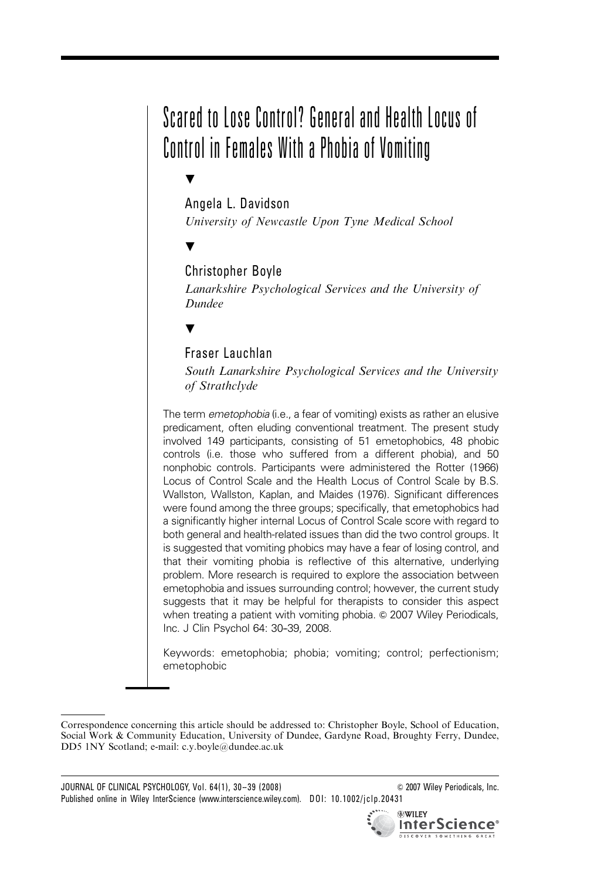# Scared to Lose Control? General and Health Locus of Control in Females With a Phobia of Vomiting

Angela L. Davidson
*University of Newcastle Upon Tyne Medical School*

Christopher Boyle
*Lanarkshire Psychological Services and the University of Dundee*

Fraser Lauchlan
*South Lanarkshire Psychological Services and the University of Strathclyde*

The term *emetophobia* (i.e., a fear of vomiting) exists as rather an elusive predicament, often eluding conventional treatment. The present study involved 149 participants, consisting of 51 emetophobics, 48 phobic controls (i.e. those who suffered from a different phobia), and 50 nonphobic controls. Participants were administered the Rotter (1966) Locus of Control Scale and the Health Locus of Control Scale by B.S. Wallston, Wallston, Kaplan, and Maides (1976). Significant differences were found among the three groups; specifically, that emetophobics had a significantly higher internal Locus of Control Scale score with regard to both general and health-related issues than did the two control groups. It is suggested that vomiting phobics may have a fear of losing control, and that their vomiting phobia is reflective of this alternative, underlying problem. More research is required to explore the association between emetophobia and issues surrounding control; however, the current study suggests that it may be helpful for therapists to consider this aspect when treating a patient with vomiting phobia. © 2007 Wiley Periodicals, Inc. J Clin Psychol 64: 30–39, 2008.

Keywords: emetophobia; phobia; vomiting; control; perfectionism; emetophobic

Correspondence concerning this article should be addressed to: Christopher Boyle, School of Education, Social Work & Community Education, University of Dundee, Gardyne Road, Broughty Ferry, Dundee, DD5 1NY Scotland; e-mail: c.y.boyle@dundee.ac.uk

Published online in Wiley InterScience (www.interscience.wiley.com). DOI: 10.1002/jclp.20431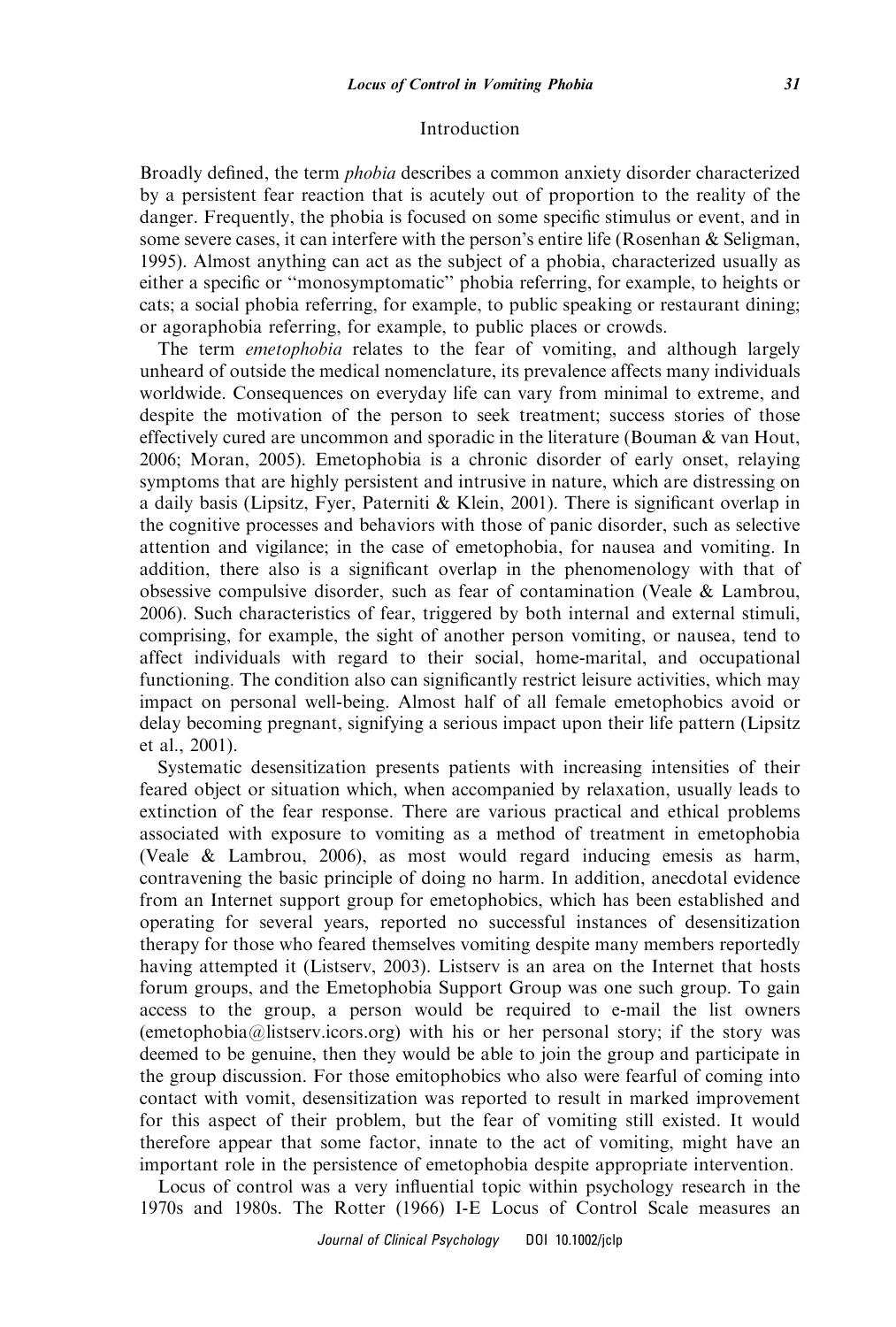## Introduction

Broadly defined, the term *phobia* describes a common anxiety disorder characterized by a persistent fear reaction that is acutely out of proportion to the reality of the danger. Frequently, the phobia is focused on some specific stimulus or event, and in some severe cases, it can interfere with the person's entire life (Rosenhan & Seligman, 1995). Almost anything can act as the subject of a phobia, characterized usually as either a specific or "monosymptomatic" phobia referring, for example, to heights or cats; a social phobia referring, for example, to public speaking or restaurant dining; or agoraphobia referring, for example, to public places or crowds.

The term *emetophobia* relates to the fear of vomiting, and although largely unheard of outside the medical nomenclature, its prevalence affects many individuals worldwide. Consequences on everyday life can vary from minimal to extreme, and despite the motivation of the person to seek treatment; success stories of those effectively cured are uncommon and sporadic in the literature (Bouman & van Hout, 2006; Moran, 2005). Emetophobia is a chronic disorder of early onset, relaying symptoms that are highly persistent and intrusive in nature, which are distressing on a daily basis (Lipsitz, Fyer, Paterniti & Klein, 2001). There is significant overlap in the cognitive processes and behaviors with those of panic disorder, such as selective attention and vigilance; in the case of emetophobia, for nausea and vomiting. In addition, there also is a significant overlap in the phenomenology with that of obsessive compulsive disorder, such as fear of contamination (Veale & Lambrou, 2006). Such characteristics of fear, triggered by both internal and external stimuli, comprising, for example, the sight of another person vomiting, or nausea, tend to affect individuals with regard to their social, home-marital, and occupational functioning. The condition also can significantly restrict leisure activities, which may impact on personal well-being. Almost half of all female emetophobics avoid or delay becoming pregnant, signifying a serious impact upon their life pattern (Lipsitz et al., 2001).

Systematic desensitization presents patients with increasing intensities of their feared object or situation which, when accompanied by relaxation, usually leads to extinction of the fear response. There are various practical and ethical problems associated with exposure to vomiting as a method of treatment in emetophobia (Veale & Lambrou, 2006), as most would regard inducing emesis as harm, contravening the basic principle of doing no harm. In addition, anecdotal evidence from an Internet support group for emetophobics, which has been established and operating for several years, reported no successful instances of desensitization therapy for those who feared themselves vomiting despite many members reportedly having attempted it (Listserv, 2003). Listserv is an area on the Internet that hosts forum groups, and the Emetophobia Support Group was one such group. To gain access to the group, a person would be required to e-mail the list owners (emetophobia@listserv.icors.org) with his or her personal story; if the story was deemed to be genuine, then they would be able to join the group and participate in the group discussion. For those emitophobics who also were fearful of coming into contact with vomit, desensitization was reported to result in marked improvement for this aspect of their problem, but the fear of vomiting still existed. It would therefore appear that some factor, innate to the act of vomiting, might have an important role in the persistence of emetophobia despite appropriate intervention.

Locus of control was a very influential topic within psychology research in the 1970s and 1980s. The Rotter (1966) I-E Locus of Control Scale measures an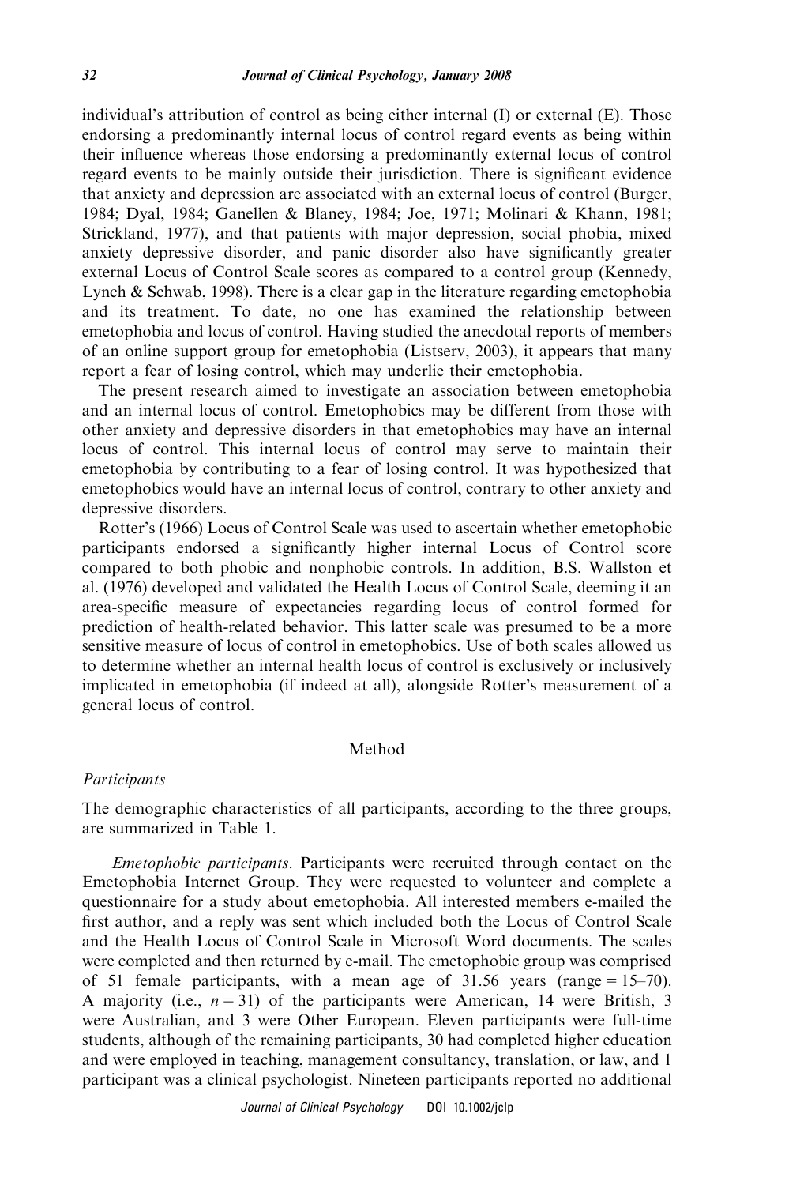individual's attribution of control as being either internal (I) or external (E). Those endorsing a predominantly internal locus of control regard events as being within their influence whereas those endorsing a predominantly external locus of control regard events to be mainly outside their jurisdiction. There is significant evidence that anxiety and depression are associated with an external locus of control (Burger, 1984; Dyal, 1984; Ganellen & Blaney, 1984; Joe, 1971; Molinari & Khann, 1981; Strickland, 1977), and that patients with major depression, social phobia, mixed anxiety depressive disorder, and panic disorder also have significantly greater external Locus of Control Scale scores as compared to a control group (Kennedy, Lynch & Schwab, 1998). There is a clear gap in the literature regarding emetophobia and its treatment. To date, no one has examined the relationship between emetophobia and locus of control. Having studied the anecdotal reports of members of an online support group for emetophobia (Listserv, 2003), it appears that many report a fear of losing control, which may underlie their emetophobia.

The present research aimed to investigate an association between emetophobia and an internal locus of control. Emetophobics may be different from those with other anxiety and depressive disorders in that emetophobics may have an internal locus of control. This internal locus of control may serve to maintain their emetophobia by contributing to a fear of losing control. It was hypothesized that emetophobics would have an internal locus of control, contrary to other anxiety and depressive disorders.

Rotter's (1966) Locus of Control Scale was used to ascertain whether emetophobic participants endorsed a significantly higher internal Locus of Control score compared to both phobic and nonphobic controls. In addition, B.S. Wallston et al. (1976) developed and validated the Health Locus of Control Scale, deeming it an area-specific measure of expectancies regarding locus of control formed for prediction of health-related behavior. This latter scale was presumed to be a more sensitive measure of locus of control in emetophobics. Use of both scales allowed us to determine whether an internal health locus of control is exclusively or inclusively implicated in emetophobia (if indeed at all), alongside Rotter's measurement of a general locus of control.

## Method

### Participants

The demographic characteristics of all participants, according to the three groups, are summarized in Table 1.

*Emetophobic participants*. Participants were recruited through contact on the Emetophobia Internet Group. They were requested to volunteer and complete a questionnaire for a study about emetophobia. All interested members e-mailed the first author, and a reply was sent which included both the Locus of Control Scale and the Health Locus of Control Scale in Microsoft Word documents. The scales were completed and then returned by e-mail. The emetophobic group was comprised of 51 female participants, with a mean age of 31.56 years (range = 15–70). A majority (i.e., $n = 31$) of the participants were American, 14 were British, 3 were Australian, and 3 were Other European. Eleven participants were full-time students, although of the remaining participants, 30 had completed higher education and were employed in teaching, management consultancy, translation, or law, and 1 participant was a clinical psychologist. Nineteen participants reported no additional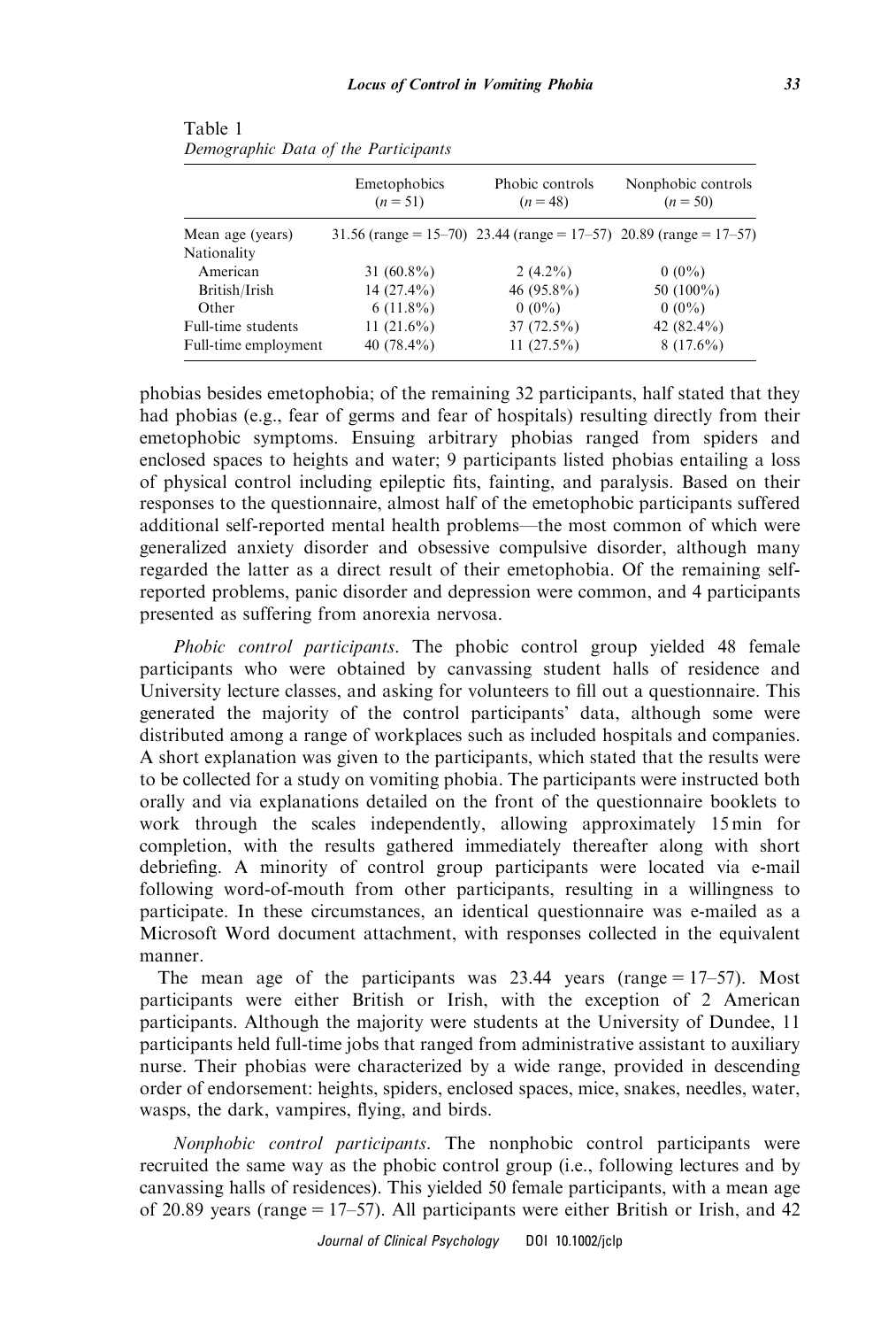Table 1
*Demographic Data of the Participants*

| | Emetophobics ($n = 51$) | Phobic controls ($n = 48$) | Nonphobic controls ($n = 50$) |
|---|---|---|---|
| Mean age (years) | 31.56 (range = 15–70) | 23.44 (range = 17–57) | 20.89 (range = 17–57) |
| Nationality | | | |
| American | 31 (60.8%) | 2 (4.2%) | 0 (0%) |
| British/Irish | 14 (27.4%) | 46 (95.8%) | 50 (100%) |
| Other | 6 (11.8%) | 0 (0%) | 0 (0%) |
| Full-time students | 11 (21.6%) | 37 (72.5%) | 42 (82.4%) |
| Full-time employment | 40 (78.4%) | 11 (27.5%) | 8 (17.6%) |

phobias besides emetophobia; of the remaining 32 participants, half stated that they had phobias (e.g., fear of germs and fear of hospitals) resulting directly from their emetophobic symptoms. Ensuing arbitrary phobias ranged from spiders and enclosed spaces to heights and water; 9 participants listed phobias entailing a loss of physical control including epileptic fits, fainting, and paralysis. Based on their responses to the questionnaire, almost half of the emetophobic participants suffered additional self-reported mental health problems—the most common of which were generalized anxiety disorder and obsessive compulsive disorder, although many regarded the latter as a direct result of their emetophobia. Of the remaining self-reported problems, panic disorder and depression were common, and 4 participants presented as suffering from anorexia nervosa.

*Phobic control participants*. The phobic control group yielded 48 female participants who were obtained by canvassing student halls of residence and University lecture classes, and asking for volunteers to fill out a questionnaire. This generated the majority of the control participants' data, although some were distributed among a range of workplaces such as included hospitals and companies. A short explanation was given to the participants, which stated that the results were to be collected for a study on vomiting phobia. The participants were instructed both orally and via explanations detailed on the front of the questionnaire booklets to work through the scales independently, allowing approximately 15 min for completion, with the results gathered immediately thereafter along with short debriefing. A minority of control group participants were located via e-mail following word-of-mouth from other participants, resulting in a willingness to participate. In these circumstances, an identical questionnaire was e-mailed as a Microsoft Word document attachment, with responses collected in the equivalent manner.

The mean age of the participants was 23.44 years (range = 17–57). Most participants were either British or Irish, with the exception of 2 American participants. Although the majority were students at the University of Dundee, 11 participants held full-time jobs that ranged from administrative assistant to auxiliary nurse. Their phobias were characterized by a wide range, provided in descending order of endorsement: heights, spiders, enclosed spaces, mice, snakes, needles, water, wasps, the dark, vampires, flying, and birds.

*Nonphobic control participants*. The nonphobic control participants were recruited the same way as the phobic control group (i.e., following lectures and by canvassing halls of residences). This yielded 50 female participants, with a mean age of 20.89 years (range = 17–57). All participants were either British or Irish, and 42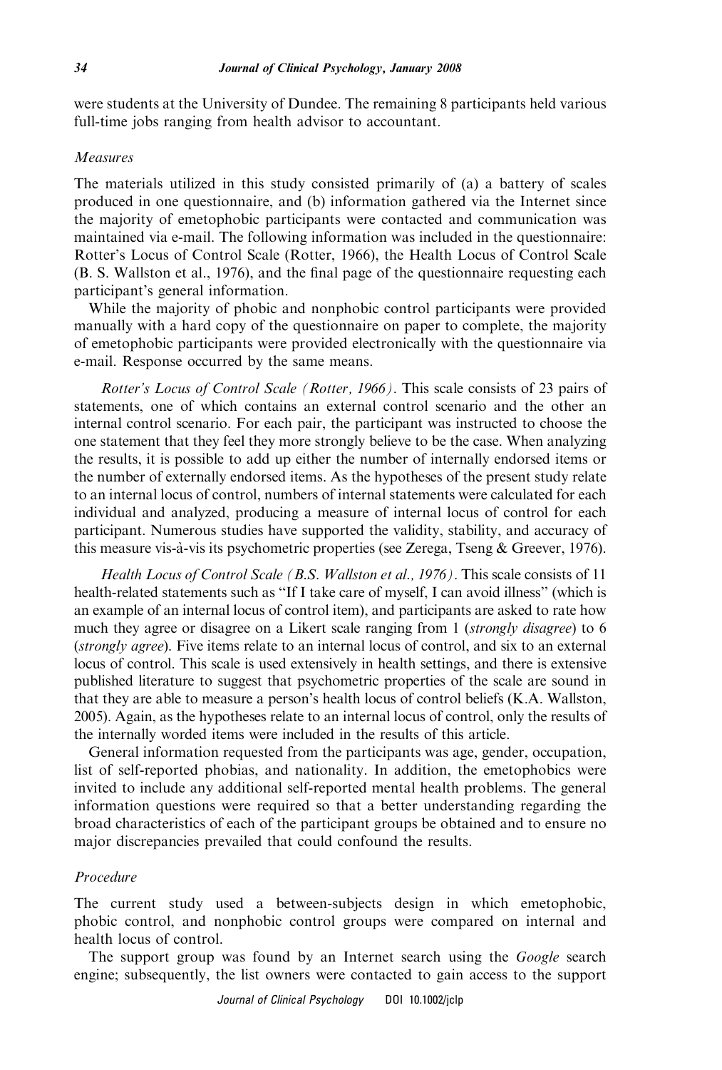were students at the University of Dundee. The remaining 8 participants held various full-time jobs ranging from health advisor to accountant.

### *Measures*

The materials utilized in this study consisted primarily of (a) a battery of scales produced in one questionnaire, and (b) information gathered via the Internet since the majority of emetophobic participants were contacted and communication was maintained via e-mail. The following information was included in the questionnaire: Rotter's Locus of Control Scale (Rotter, 1966), the Health Locus of Control Scale (B. S. Wallston et al., 1976), and the final page of the questionnaire requesting each participant's general information.

While the majority of phobic and nonphobic control participants were provided manually with a hard copy of the questionnaire on paper to complete, the majority of emetophobic participants were provided electronically with the questionnaire via e-mail. Response occurred by the same means.

*Rotter's Locus of Control Scale (Rotter, 1966)*. This scale consists of 23 pairs of statements, one of which contains an external control scenario and the other an internal control scenario. For each pair, the participant was instructed to choose the one statement that they feel they more strongly believe to be the case. When analyzing the results, it is possible to add up either the number of internally endorsed items or the number of externally endorsed items. As the hypotheses of the present study relate to an internal locus of control, numbers of internal statements were calculated for each individual and analyzed, producing a measure of internal locus of control for each participant. Numerous studies have supported the validity, stability, and accuracy of this measure vis-à-vis its psychometric properties (see Zerega, Tseng & Greever, 1976).

*Health Locus of Control Scale (B.S. Wallston et al., 1976)*. This scale consists of 11 health-related statements such as "If I take care of myself, I can avoid illness" (which is an example of an internal locus of control item), and participants are asked to rate how much they agree or disagree on a Likert scale ranging from 1 (*strongly disagree*) to 6 (*strongly agree*). Five items relate to an internal locus of control, and six to an external locus of control. This scale is used extensively in health settings, and there is extensive published literature to suggest that psychometric properties of the scale are sound in that they are able to measure a person's health locus of control beliefs (K.A. Wallston, 2005). Again, as the hypotheses relate to an internal locus of control, only the results of the internally worded items were included in the results of this article.

General information requested from the participants was age, gender, occupation, list of self-reported phobias, and nationality. In addition, the emetophobics were invited to include any additional self-reported mental health problems. The general information questions were required so that a better understanding regarding the broad characteristics of each of the participant groups be obtained and to ensure no major discrepancies prevailed that could confound the results.

### *Procedure*

The current study used a between-subjects design in which emetophobic, phobic control, and nonphobic control groups were compared on internal and health locus of control.

The support group was found by an Internet search using the *Google* search engine; subsequently, the list owners were contacted to gain access to the support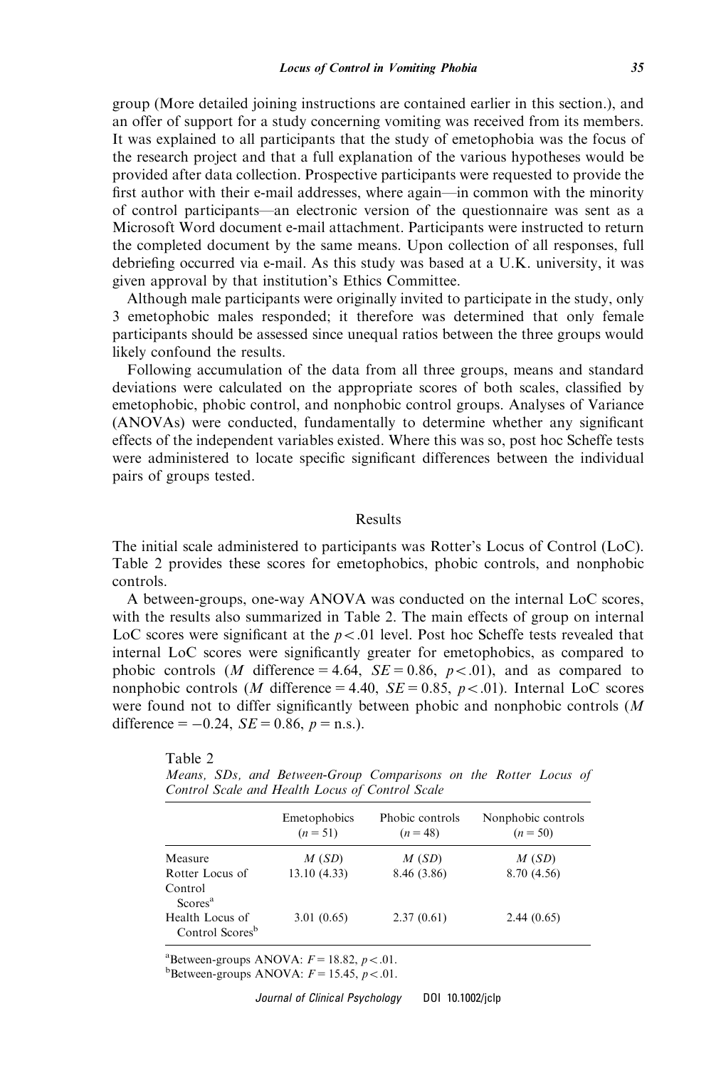group (More detailed joining instructions are contained earlier in this section.), and an offer of support for a study concerning vomiting was received from its members. It was explained to all participants that the study of emetophobia was the focus of the research project and that a full explanation of the various hypotheses would be provided after data collection. Prospective participants were requested to provide the first author with their e-mail addresses, where again—in common with the minority of control participants—an electronic version of the questionnaire was sent as a Microsoft Word document e-mail attachment. Participants were instructed to return the completed document by the same means. Upon collection of all responses, full debriefing occurred via e-mail. As this study was based at a U.K. university, it was given approval by that institution's Ethics Committee.

Although male participants were originally invited to participate in the study, only 3 emetophobic males responded; it therefore was determined that only female participants should be assessed since unequal ratios between the three groups would likely confound the results.

Following accumulation of the data from all three groups, means and standard deviations were calculated on the appropriate scores of both scales, classified by emetophobic, phobic control, and nonphobic control groups. Analyses of Variance (ANOVAs) were conducted, fundamentally to determine whether any significant effects of the independent variables existed. Where this was so, post hoc Scheffe tests were administered to locate specific significant differences between the individual pairs of groups tested.

## Results

The initial scale administered to participants was Rotter's Locus of Control (LoC). Table 2 provides these scores for emetophobics, phobic controls, and nonphobic controls.

A between-groups, one-way ANOVA was conducted on the internal LoC scores, with the results also summarized in Table 2. The main effects of group on internal LoC scores were significant at the $p < .01$ level. Post hoc Scheffe tests revealed that internal LoC scores were significantly greater for emetophobics, as compared to phobic controls ($M$ difference $= 4.64$, $SE = 0.86$, $p < .01$), and as compared to nonphobic controls ($M$ difference $= 4.40$, $SE = 0.85$, $p < .01$). Internal LoC scores were found not to differ significantly between phobic and nonphobic controls ($M$ difference $= -0.24$, $SE = 0.86$, $p =$ n.s.).

Table 2
*Means, SDs, and Between-Group Comparisons on the Rotter Locus of Control Scale and Health Locus of Control Scale*

| | Emetophobics ($n = 51$) | Phobic controls ($n = 48$) | Nonphobic controls ($n = 50$) |
|---|---|---|---|
| Measure | *M (SD)* | *M (SD)* | *M (SD)* |
| Rotter Locus of Control Scores[a] | 13.10 (4.33) | 8.46 (3.86) | 8.70 (4.56) |
| Health Locus of Control Scores[b] | 3.01 (0.65) | 2.37 (0.61) | 2.44 (0.65) |

[a]Between-groups ANOVA: $F = 18.82$, $p < .01$.
[b]Between-groups ANOVA: $F = 15.45$, $p < .01$.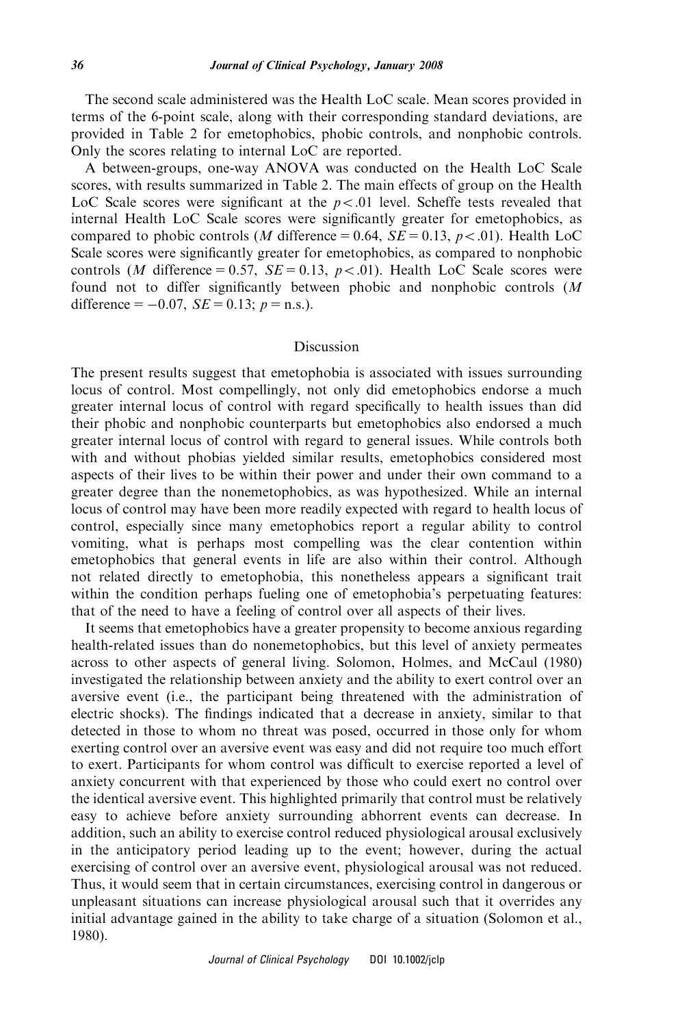The second scale administered was the Health LoC scale. Mean scores provided in terms of the 6-point scale, along with their corresponding standard deviations, are provided in Table 2 for emetophobics, phobic controls, and nonphobic controls. Only the scores relating to internal LoC are reported.

A between-groups, one-way ANOVA was conducted on the Health LoC Scale scores, with results summarized in Table 2. The main effects of group on the Health LoC Scale scores were significant at the $p < .01$ level. Scheffe tests revealed that internal Health LoC Scale scores were significantly greater for emetophobics, as compared to phobic controls ($M$ difference = 0.64, $SE$ = 0.13, $p < .01$). Health LoC Scale scores were significantly greater for emetophobics, as compared to nonphobic controls ($M$ difference = 0.57, $SE$ = 0.13, $p < .01$). Health LoC Scale scores were found not to differ significantly between phobic and nonphobic controls ($M$ difference = −0.07, $SE$ = 0.13; $p$ = n.s.).

## Discussion

The present results suggest that emetophobia is associated with issues surrounding locus of control. Most compellingly, not only did emetophobics endorse a much greater internal locus of control with regard specifically to health issues than did their phobic and nonphobic counterparts but emetophobics also endorsed a much greater internal locus of control with regard to general issues. While controls both with and without phobias yielded similar results, emetophobics considered most aspects of their lives to be within their power and under their own command to a greater degree than the nonemetophobics, as was hypothesized. While an internal locus of control may have been more readily expected with regard to health locus of control, especially since many emetophobics report a regular ability to control vomiting, what is perhaps most compelling was the clear contention within emetophobics that general events in life are also within their control. Although not related directly to emetophobia, this nonetheless appears a significant trait within the condition perhaps fueling one of emetophobia's perpetuating features: that of the need to have a feeling of control over all aspects of their lives.

It seems that emetophobics have a greater propensity to become anxious regarding health-related issues than do nonemetophobics, but this level of anxiety permeates across to other aspects of general living. Solomon, Holmes, and McCaul (1980) investigated the relationship between anxiety and the ability to exert control over an aversive event (i.e., the participant being threatened with the administration of electric shocks). The findings indicated that a decrease in anxiety, similar to that detected in those to whom no threat was posed, occurred in those only for whom exerting control over an aversive event was easy and did not require too much effort to exert. Participants for whom control was difficult to exercise reported a level of anxiety concurrent with that experienced by those who could exert no control over the identical aversive event. This highlighted primarily that control must be relatively easy to achieve before anxiety surrounding abhorrent events can decrease. In addition, such an ability to exercise control reduced physiological arousal exclusively in the anticipatory period leading up to the event; however, during the actual exercising of control over an aversive event, physiological arousal was not reduced. Thus, it would seem that in certain circumstances, exercising control in dangerous or unpleasant situations can increase physiological arousal such that it overrides any initial advantage gained in the ability to take charge of a situation (Solomon et al., 1980).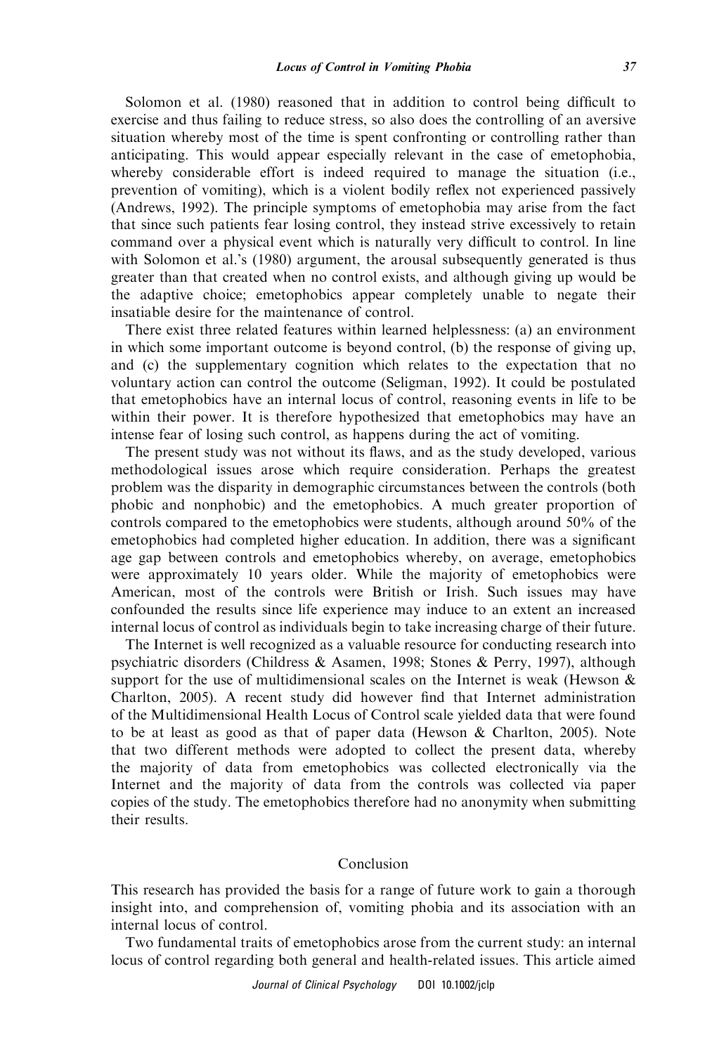Solomon et al. (1980) reasoned that in addition to control being difficult to exercise and thus failing to reduce stress, so also does the controlling of an aversive situation whereby most of the time is spent confronting or controlling rather than anticipating. This would appear especially relevant in the case of emetophobia, whereby considerable effort is indeed required to manage the situation (i.e., prevention of vomiting), which is a violent bodily reflex not experienced passively (Andrews, 1992). The principle symptoms of emetophobia may arise from the fact that since such patients fear losing control, they instead strive excessively to retain command over a physical event which is naturally very difficult to control. In line with Solomon et al.'s (1980) argument, the arousal subsequently generated is thus greater than that created when no control exists, and although giving up would be the adaptive choice; emetophobics appear completely unable to negate their insatiable desire for the maintenance of control.

There exist three related features within learned helplessness: (a) an environment in which some important outcome is beyond control, (b) the response of giving up, and (c) the supplementary cognition which relates to the expectation that no voluntary action can control the outcome (Seligman, 1992). It could be postulated that emetophobics have an internal locus of control, reasoning events in life to be within their power. It is therefore hypothesized that emetophobics may have an intense fear of losing such control, as happens during the act of vomiting.

The present study was not without its flaws, and as the study developed, various methodological issues arose which require consideration. Perhaps the greatest problem was the disparity in demographic circumstances between the controls (both phobic and nonphobic) and the emetophobics. A much greater proportion of controls compared to the emetophobics were students, although around 50% of the emetophobics had completed higher education. In addition, there was a significant age gap between controls and emetophobics whereby, on average, emetophobics were approximately 10 years older. While the majority of emetophobics were American, most of the controls were British or Irish. Such issues may have confounded the results since life experience may induce to an extent an increased internal locus of control as individuals begin to take increasing charge of their future.

The Internet is well recognized as a valuable resource for conducting research into psychiatric disorders (Childress & Asamen, 1998; Stones & Perry, 1997), although support for the use of multidimensional scales on the Internet is weak (Hewson & Charlton, 2005). A recent study did however find that Internet administration of the Multidimensional Health Locus of Control scale yielded data that were found to be at least as good as that of paper data (Hewson & Charlton, 2005). Note that two different methods were adopted to collect the present data, whereby the majority of data from emetophobics was collected electronically via the Internet and the majority of data from the controls was collected via paper copies of the study. The emetophobics therefore had no anonymity when submitting their results.

## Conclusion

This research has provided the basis for a range of future work to gain a thorough insight into, and comprehension of, vomiting phobia and its association with an internal locus of control.

Two fundamental traits of emetophobics arose from the current study: an internal locus of control regarding both general and health-related issues. This article aimed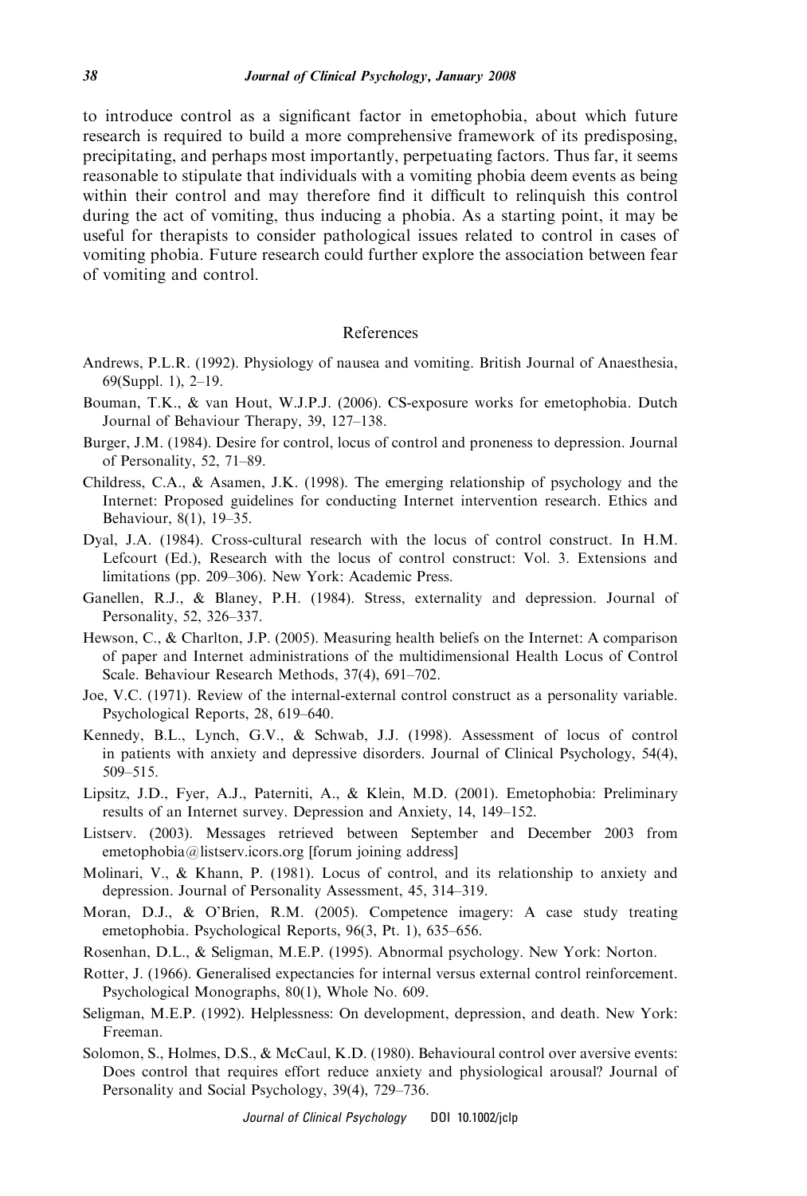to introduce control as a significant factor in emetophobia, about which future research is required to build a more comprehensive framework of its predisposing, precipitating, and perhaps most importantly, perpetuating factors. Thus far, it seems reasonable to stipulate that individuals with a vomiting phobia deem events as being within their control and may therefore find it difficult to relinquish this control during the act of vomiting, thus inducing a phobia. As a starting point, it may be useful for therapists to consider pathological issues related to control in cases of vomiting phobia. Future research could further explore the association between fear of vomiting and control.

## References

Andrews, P.L.R. (1992). Physiology of nausea and vomiting. British Journal of Anaesthesia, 69(Suppl. 1), 2–19.

Bouman, T.K., & van Hout, W.J.P.J. (2006). CS-exposure works for emetophobia. Dutch Journal of Behaviour Therapy, 39, 127–138.

Burger, J.M. (1984). Desire for control, locus of control and proneness to depression. Journal of Personality, 52, 71–89.

Childress, C.A., & Asamen, J.K. (1998). The emerging relationship of psychology and the Internet: Proposed guidelines for conducting Internet intervention research. Ethics and Behaviour, 8(1), 19–35.

Dyal, J.A. (1984). Cross-cultural research with the locus of control construct. In H.M. Lefcourt (Ed.), Research with the locus of control construct: Vol. 3. Extensions and limitations (pp. 209–306). New York: Academic Press.

Ganellen, R.J., & Blaney, P.H. (1984). Stress, externality and depression. Journal of Personality, 52, 326–337.

Hewson, C., & Charlton, J.P. (2005). Measuring health beliefs on the Internet: A comparison of paper and Internet administrations of the multidimensional Health Locus of Control Scale. Behaviour Research Methods, 37(4), 691–702.

Joe, V.C. (1971). Review of the internal-external control construct as a personality variable. Psychological Reports, 28, 619–640.

Kennedy, B.L., Lynch, G.V., & Schwab, J.J. (1998). Assessment of locus of control in patients with anxiety and depressive disorders. Journal of Clinical Psychology, 54(4), 509–515.

Lipsitz, J.D., Fyer, A.J., Paterniti, A., & Klein, M.D. (2001). Emetophobia: Preliminary results of an Internet survey. Depression and Anxiety, 14, 149–152.

Listserv. (2003). Messages retrieved between September and December 2003 from emetophobia@listserv.icors.org [forum joining address]

Molinari, V., & Khann, P. (1981). Locus of control, and its relationship to anxiety and depression. Journal of Personality Assessment, 45, 314–319.

Moran, D.J., & O'Brien, R.M. (2005). Competence imagery: A case study treating emetophobia. Psychological Reports, 96(3, Pt. 1), 635–656.

Rosenhan, D.L., & Seligman, M.E.P. (1995). Abnormal psychology. New York: Norton.

Rotter, J. (1966). Generalised expectancies for internal versus external control reinforcement. Psychological Monographs, 80(1), Whole No. 609.

Seligman, M.E.P. (1992). Helplessness: On development, depression, and death. New York: Freeman.

Solomon, S., Holmes, D.S., & McCaul, K.D. (1980). Behavioural control over aversive events: Does control that requires effort reduce anxiety and physiological arousal? Journal of Personality and Social Psychology, 39(4), 729–736.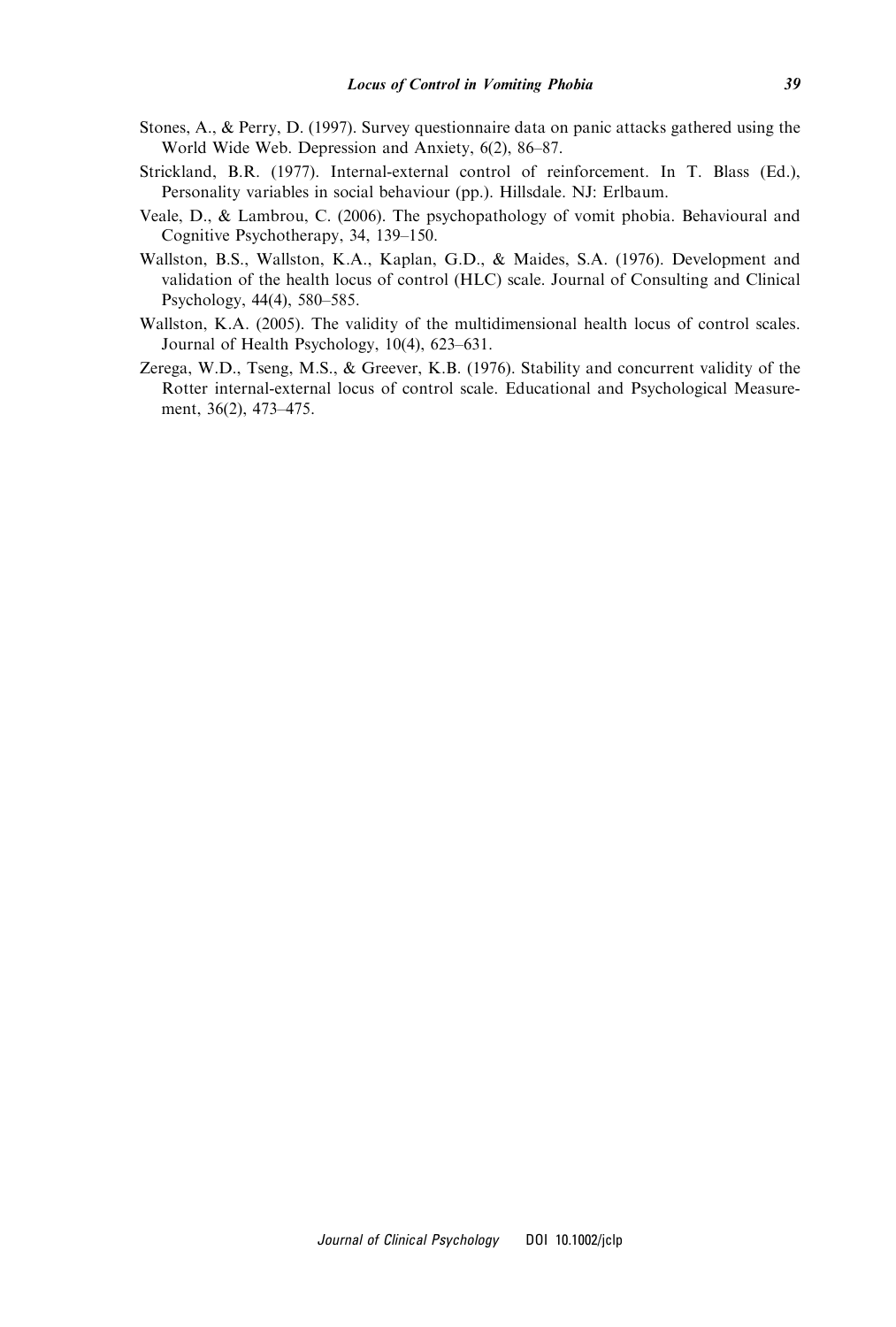Stones, A., & Perry, D. (1997). Survey questionnaire data on panic attacks gathered using the World Wide Web. Depression and Anxiety, 6(2), 86–87.

Strickland, B.R. (1977). Internal-external control of reinforcement. In T. Blass (Ed.), Personality variables in social behaviour (pp.). Hillsdale. NJ: Erlbaum.

Veale, D., & Lambrou, C. (2006). The psychopathology of vomit phobia. Behavioural and Cognitive Psychotherapy, 34, 139–150.

Wallston, B.S., Wallston, K.A., Kaplan, G.D., & Maides, S.A. (1976). Development and validation of the health locus of control (HLC) scale. Journal of Consulting and Clinical Psychology, 44(4), 580–585.

Wallston, K.A. (2005). The validity of the multidimensional health locus of control scales. Journal of Health Psychology, 10(4), 623–631.

Zerega, W.D., Tseng, M.S., & Greever, K.B. (1976). Stability and concurrent validity of the Rotter internal-external locus of control scale. Educational and Psychological Measurement, 36(2), 473–475.